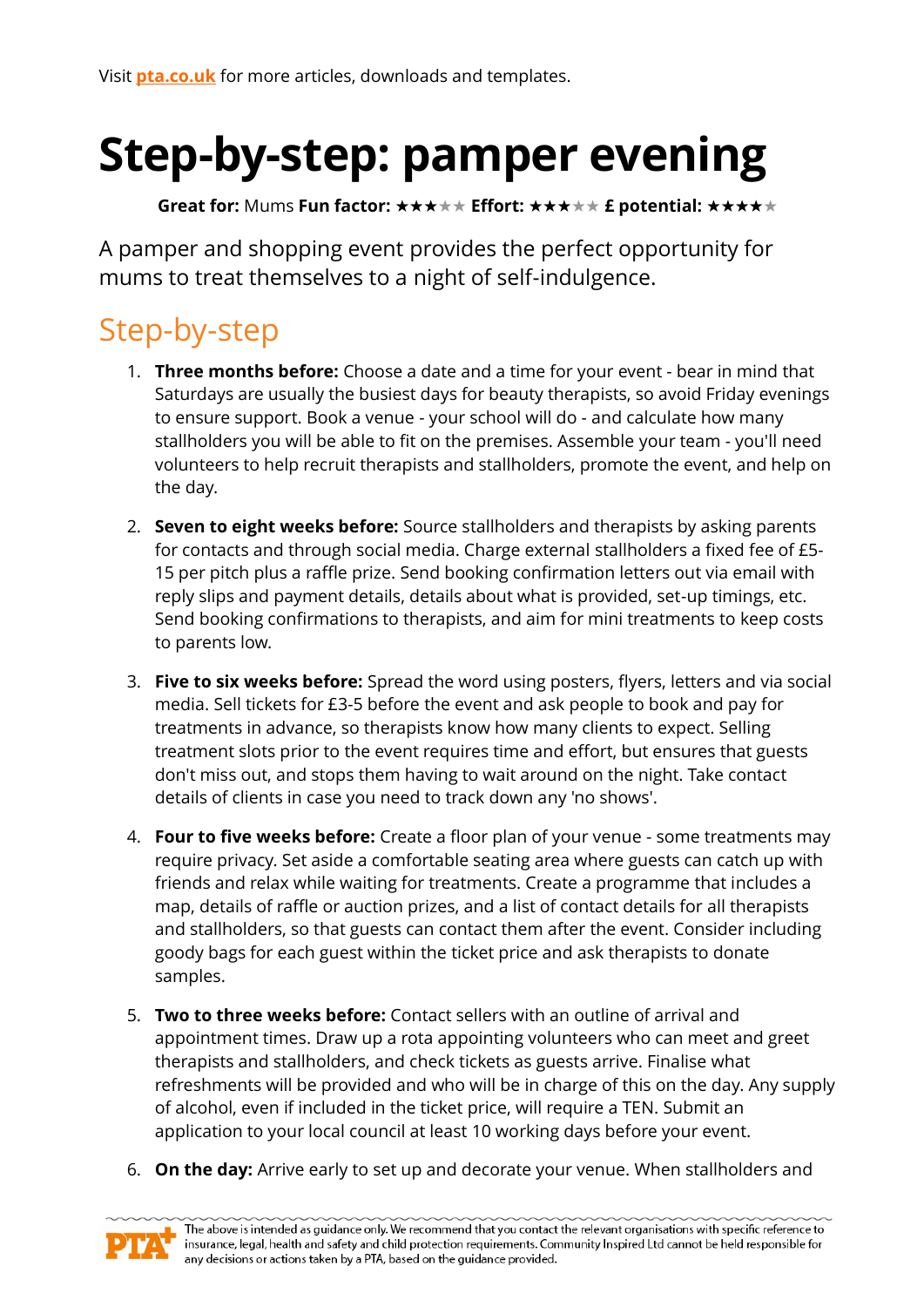Visit **pta.co.uk** for more articles, downloads and templates.

# Step-by-step: pamper evening

**Great for:** Mums **Fun factor:** ★★★★★ **Effort:** ★★★★★ **£ potential:** ★★★★★

A pamper and shopping event provides the perfect opportunity for mums to treat themselves to a night of self-indulgence.

## Step-by-step

1. **Three months before:** Choose a date and a time for your event - bear in mind that Saturdays are usually the busiest days for beauty therapists, so avoid Friday evenings to ensure support. Book a venue - your school will do - and calculate how many stallholders you will be able to fit on the premises. Assemble your team - you'll need volunteers to help recruit therapists and stallholders, promote the event, and help on the day.

2. **Seven to eight weeks before:** Source stallholders and therapists by asking parents for contacts and through social media. Charge external stallholders a fixed fee of £5-15 per pitch plus a raffle prize. Send booking confirmation letters out via email with reply slips and payment details, details about what is provided, set-up timings, etc. Send booking confirmations to therapists, and aim for mini treatments to keep costs to parents low.

3. **Five to six weeks before:** Spread the word using posters, flyers, letters and via social media. Sell tickets for £3-5 before the event and ask people to book and pay for treatments in advance, so therapists know how many clients to expect. Selling treatment slots prior to the event requires time and effort, but ensures that guests don't miss out, and stops them having to wait around on the night. Take contact details of clients in case you need to track down any 'no shows'.

4. **Four to five weeks before:** Create a floor plan of your venue - some treatments may require privacy. Set aside a comfortable seating area where guests can catch up with friends and relax while waiting for treatments. Create a programme that includes a map, details of raffle or auction prizes, and a list of contact details for all therapists and stallholders, so that guests can contact them after the event. Consider including goody bags for each guest within the ticket price and ask therapists to donate samples.

5. **Two to three weeks before:** Contact sellers with an outline of arrival and appointment times. Draw up a rota appointing volunteers who can meet and greet therapists and stallholders, and check tickets as guests arrive. Finalise what refreshments will be provided and who will be in charge of this on the day. Any supply of alcohol, even if included in the ticket price, will require a TEN. Submit an application to your local council at least 10 working days before your event.

6. **On the day:** Arrive early to set up and decorate your venue. When stallholders and

The above is intended as guidance only. We recommend that you contact the relevant organisations with specific reference to insurance, legal, health and safety and child protection requirements. Community Inspired Ltd cannot be held responsible for any decisions or actions taken by a PTA, based on the guidance provided.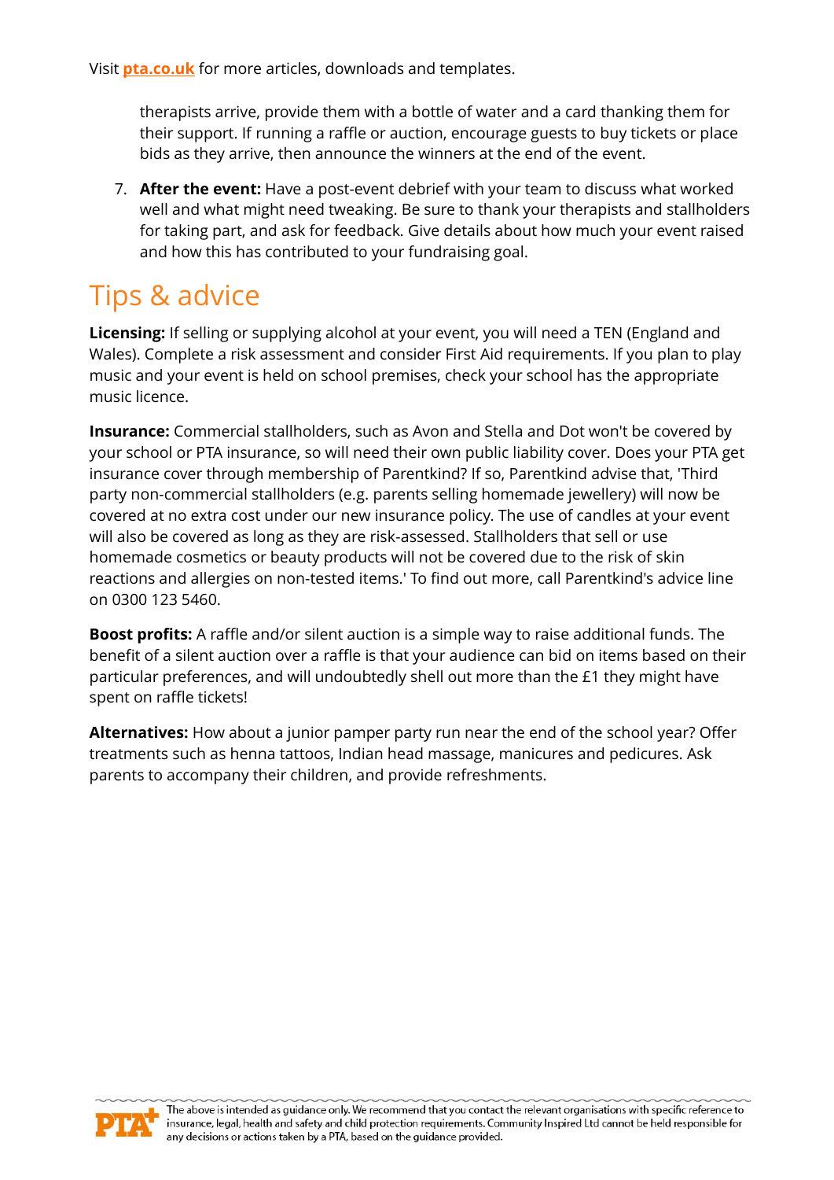therapists arrive, provide them with a bottle of water and a card thanking them for their support. If running a raffle or auction, encourage guests to buy tickets or place bids as they arrive, then announce the winners at the end of the event.

7. **After the event:** Have a post-event debrief with your team to discuss what worked well and what might need tweaking. Be sure to thank your therapists and stallholders for taking part, and ask for feedback. Give details about how much your event raised and how this has contributed to your fundraising goal.

## Tips & advice

**Licensing:** If selling or supplying alcohol at your event, you will need a TEN (England and Wales). Complete a risk assessment and consider First Aid requirements. If you plan to play music and your event is held on school premises, check your school has the appropriate music licence.

**Insurance:** Commercial stallholders, such as Avon and Stella and Dot won't be covered by your school or PTA insurance, so will need their own public liability cover. Does your PTA get insurance cover through membership of Parentkind? If so, Parentkind advise that, 'Third party non-commercial stallholders (e.g. parents selling homemade jewellery) will now be covered at no extra cost under our new insurance policy. The use of candles at your event will also be covered as long as they are risk-assessed. Stallholders that sell or use homemade cosmetics or beauty products will not be covered due to the risk of skin reactions and allergies on non-tested items.' To find out more, call Parentkind's advice line on 0300 123 5460.

**Boost profits:** A raffle and/or silent auction is a simple way to raise additional funds. The benefit of a silent auction over a raffle is that your audience can bid on items based on their particular preferences, and will undoubtedly shell out more than the £1 they might have spent on raffle tickets!

**Alternatives:** How about a junior pamper party run near the end of the school year? Offer treatments such as henna tattoos, Indian head massage, manicures and pedicures. Ask parents to accompany their children, and provide refreshments.

The above is intended as guidance only. We recommend that you contact the relevant organisations with specific reference to insurance, legal, health and safety and child protection requirements. Community Inspired Ltd cannot be held responsible for any decisions or actions taken by a PTA, based on the guidance provided.